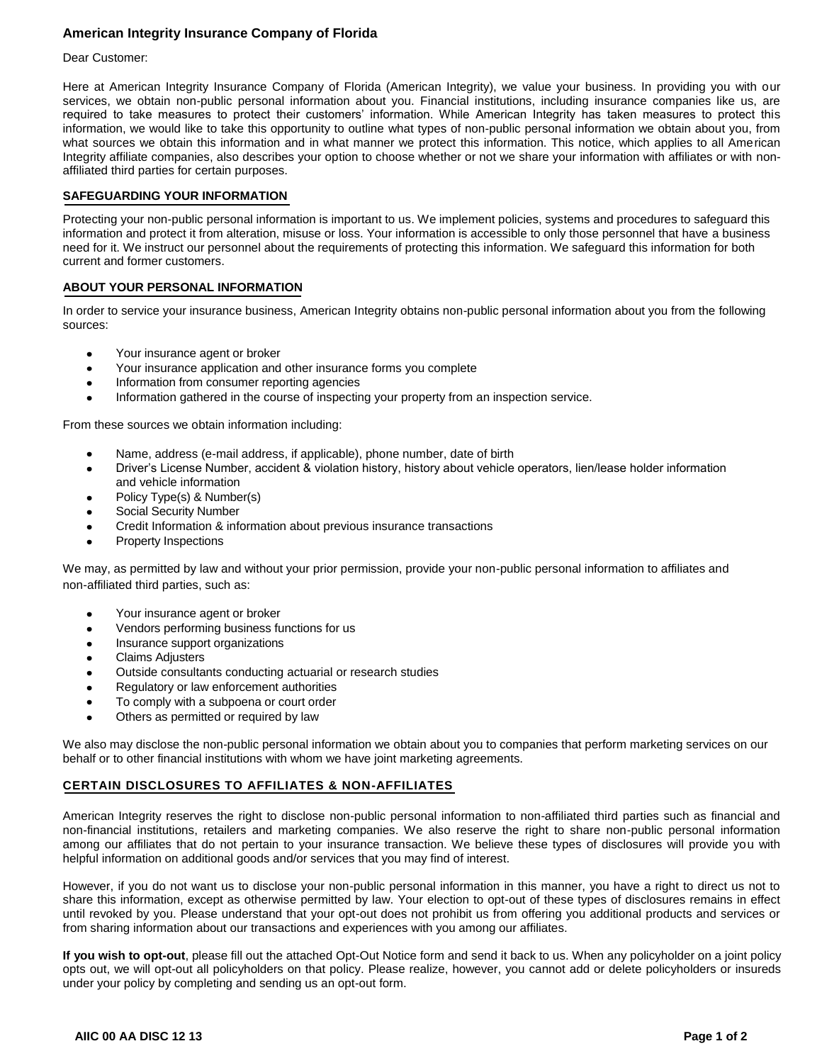# American Integrity Insurance Company of Florida

Dear Customer:

Here at American Integrity Insurance Company of Florida (American Integrity), we value your business. In providing you with our services, we obtain non-public personal information about you. Financial institutions, including insurance companies like us, are required to take measures to protect their customers' information. While American Integrity has taken measures to protect this information, we would like to take this opportunity to outline what types of non-public personal information we obtain about you, from what sources we obtain this information and in what manner we protect this information. This notice, which applies to all American Integrity affiliate companies, also describes your option to choose whether or not we share your information with affiliates or with non-affiliated third parties for certain purposes.

## SAFEGUARDING YOUR INFORMATION

Protecting your non-public personal information is important to us. We implement policies, systems and procedures to safeguard this information and protect it from alteration, misuse or loss. Your information is accessible to only those personnel that have a business need for it. We instruct our personnel about the requirements of protecting this information. We safeguard this information for both current and former customers.

## ABOUT YOUR PERSONAL INFORMATION

In order to service your insurance business, American Integrity obtains non-public personal information about you from the following sources:

- Your insurance agent or broker
- Your insurance application and other insurance forms you complete
- Information from consumer reporting agencies
- Information gathered in the course of inspecting your property from an inspection service.

From these sources we obtain information including:

- Name, address (e-mail address, if applicable), phone number, date of birth
- Driver's License Number, accident & violation history, history about vehicle operators, lien/lease holder information and vehicle information
- Policy Type(s) & Number(s)
- Social Security Number
- Credit Information & information about previous insurance transactions
- Property Inspections

We may, as permitted by law and without your prior permission, provide your non-public personal information to affiliates and non-affiliated third parties, such as:

- Your insurance agent or broker
- Vendors performing business functions for us
- Insurance support organizations
- Claims Adjusters
- Outside consultants conducting actuarial or research studies
- Regulatory or law enforcement authorities
- To comply with a subpoena or court order
- Others as permitted or required by law

We also may disclose the non-public personal information we obtain about you to companies that perform marketing services on our behalf or to other financial institutions with whom we have joint marketing agreements.

## CERTAIN DISCLOSURES TO AFFILIATES & NON-AFFILIATES

American Integrity reserves the right to disclose non-public personal information to non-affiliated third parties such as financial and non-financial institutions, retailers and marketing companies. We also reserve the right to share non-public personal information among our affiliates that do not pertain to your insurance transaction. We believe these types of disclosures will provide you with helpful information on additional goods and/or services that you may find of interest.

However, if you do not want us to disclose your non-public personal information in this manner, you have a right to direct us not to share this information, except as otherwise permitted by law. Your election to opt-out of these types of disclosures remains in effect until revoked by you. Please understand that your opt-out does not prohibit us from offering you additional products and services or from sharing information about our transactions and experiences with you among our affiliates.

**If you wish to opt-out**, please fill out the attached Opt-Out Notice form and send it back to us. When any policyholder on a joint policy opts out, we will opt-out all policyholders on that policy. Please realize, however, you cannot add or delete policyholders or insureds under your policy by completing and sending us an opt-out form.

**AIIC 00 AA DISC 12 13**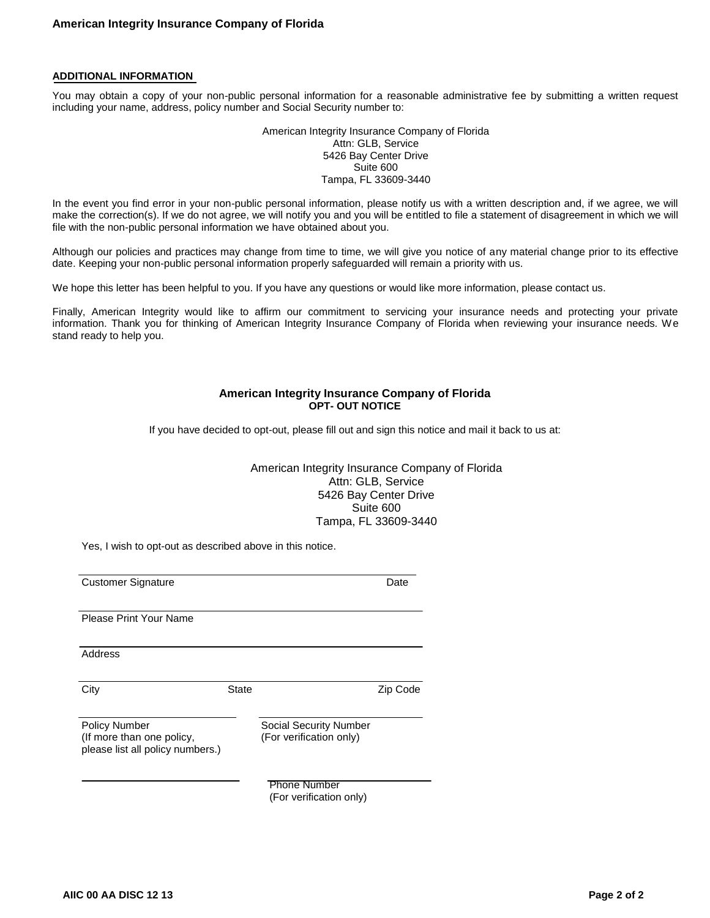## ADDITIONAL INFORMATION

You may obtain a copy of your non-public personal information for a reasonable administrative fee by submitting a written request including your name, address, policy number and Social Security number to:

American Integrity Insurance Company of Florida
Attn: GLB, Service
5426 Bay Center Drive
Suite 600
Tampa, FL 33609-3440

In the event you find error in your non-public personal information, please notify us with a written description and, if we agree, we will make the correction(s). If we do not agree, we will notify you and you will be entitled to file a statement of disagreement in which we will file with the non-public personal information we have obtained about you.

Although our policies and practices may change from time to time, we will give you notice of any material change prior to its effective date. Keeping your non-public personal information properly safeguarded will remain a priority with us.

We hope this letter has been helpful to you. If you have any questions or would like more information, please contact us.

Finally, American Integrity would like to affirm our commitment to servicing your insurance needs and protecting your private information. Thank you for thinking of American Integrity Insurance Company of Florida when reviewing your insurance needs. We stand ready to help you.

## American Integrity Insurance Company of Florida
**OPT- OUT NOTICE**

If you have decided to opt-out, please fill out and sign this notice and mail it back to us at:

American Integrity Insurance Company of Florida
Attn: GLB, Service
5426 Bay Center Drive
Suite 600
Tampa, FL 33609-3440

Yes, I wish to opt-out as described above in this notice.

\_\_\_\_\_\_\_\_\_\_\_\_\_\_\_\_\_\_\_\_\_\_\_\_\_\_\_\_\_\_\_\_\_\_\_\_\_\_\_\_
Customer Signature Date

\_\_\_\_\_\_\_\_\_\_\_\_\_\_\_\_\_\_\_\_\_\_\_\_\_\_\_\_\_\_\_\_\_\_\_\_\_\_\_\_
Please Print Your Name

\_\_\_\_\_\_\_\_\_\_\_\_\_\_\_\_\_\_\_\_\_\_\_\_\_\_\_\_\_\_\_\_\_\_\_\_\_\_\_\_
Address

\_\_\_\_\_\_\_\_\_\_\_\_\_\_\_\_\_\_\_\_\_\_\_\_\_\_\_\_\_\_\_\_\_\_\_\_\_\_\_\_
City State Zip Code

\_\_\_\_\_\_\_\_\_\_\_\_\_\_\_\_\_\_\_\_ \_\_\_\_\_\_\_\_\_\_\_\_\_\_\_\_\_\_\_\_
Policy Number (If more than one policy, please list all policy numbers.) Social Security Number (For verification only)

\_\_\_\_\_\_\_\_\_\_\_\_\_\_\_\_\_\_\_\_ \_\_\_\_\_\_\_\_\_\_\_\_\_\_\_\_\_\_\_\_
Phone Number (For verification only)

AIIC 00 AA DISC 12 13